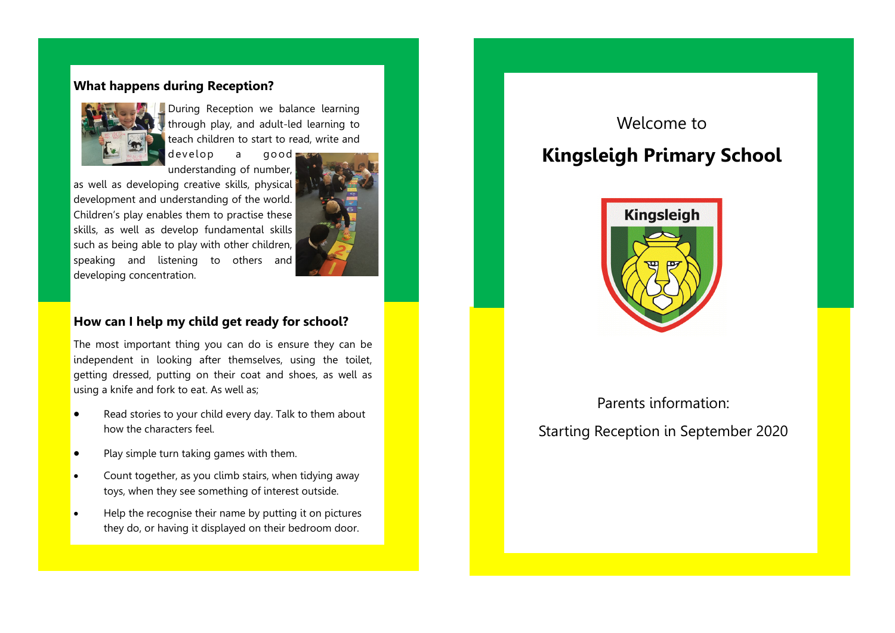## What happens during Reception?

During Reception we balance learning through play, and adult-led learning to teach children to start to read, write and develop a good understanding of number, as well as developing creative skills, physical development and understanding of the world. Children's play enables them to practise these skills, as well as develop fundamental skills such as being able to play with other children, speaking and listening to others and developing concentration.

## How can I help my child get ready for school?

The most important thing you can do is ensure they can be independent in looking after themselves, using the toilet, getting dressed, putting on their coat and shoes, as well as using a knife and fork to eat. As well as;

- Read stories to your child every day. Talk to them about how the characters feel.
- Play simple turn taking games with them.
- Count together, as you climb stairs, when tidying away toys, when they see something of interest outside.
- Help the recognise their name by putting it on pictures they do, or having it displayed on their bedroom door.

Welcome to

# Kingsleigh Primary School

Kingsleigh

Parents information:

Starting Reception in September 2020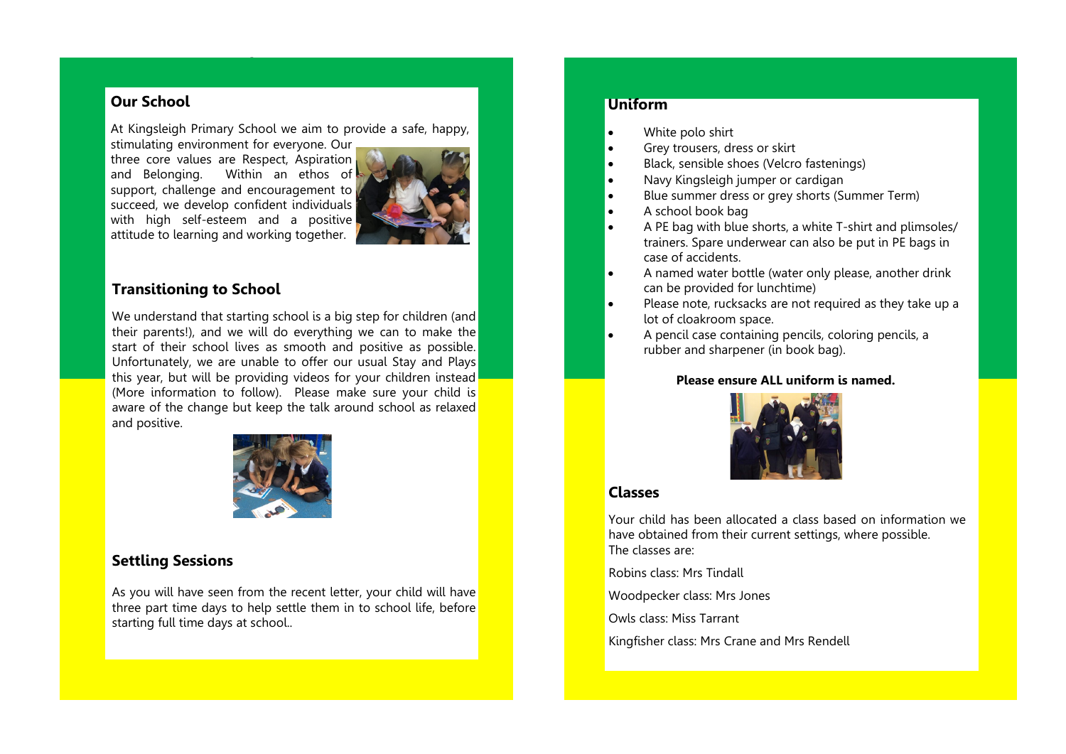## Our School

At Kingsleigh Primary School we aim to provide a safe, happy, stimulating environment for everyone. Our three core values are Respect, Aspiration and Belonging. Within an ethos of support, challenge and encouragement to succeed, we develop confident individuals with high self-esteem and a positive attitude to learning and working together.

## Transitioning to School

We understand that starting school is a big step for children (and their parents!), and we will do everything we can to make the start of their school lives as smooth and positive as possible. Unfortunately, we are unable to offer our usual Stay and Plays this year, but will be providing videos for your children instead (More information to follow). Please make sure your child is aware of the change but keep the talk around school as relaxed and positive.

## Settling Sessions

As you will have seen from the recent letter, your child will have three part time days to help settle them in to school life, before starting full time days at school..

## Uniform

- White polo shirt
- Grey trousers, dress or skirt
- Black, sensible shoes (Velcro fastenings)
- Navy Kingsleigh jumper or cardigan
- Blue summer dress or grey shorts (Summer Term)
- A school book bag
- A PE bag with blue shorts, a white T-shirt and plimsoles/ trainers. Spare underwear can also be put in PE bags in case of accidents.
- A named water bottle (water only please, another drink can be provided for lunchtime)
- Please note, rucksacks are not required as they take up a lot of cloakroom space.
- A pencil case containing pencils, coloring pencils, a rubber and sharpener (in book bag).

**Please ensure ALL uniform is named.**

## Classes

Your child has been allocated a class based on information we have obtained from their current settings, where possible.
The classes are:

Robins class: Mrs Tindall

Woodpecker class: Mrs Jones

Owls class: Miss Tarrant

Kingfisher class: Mrs Crane and Mrs Rendell